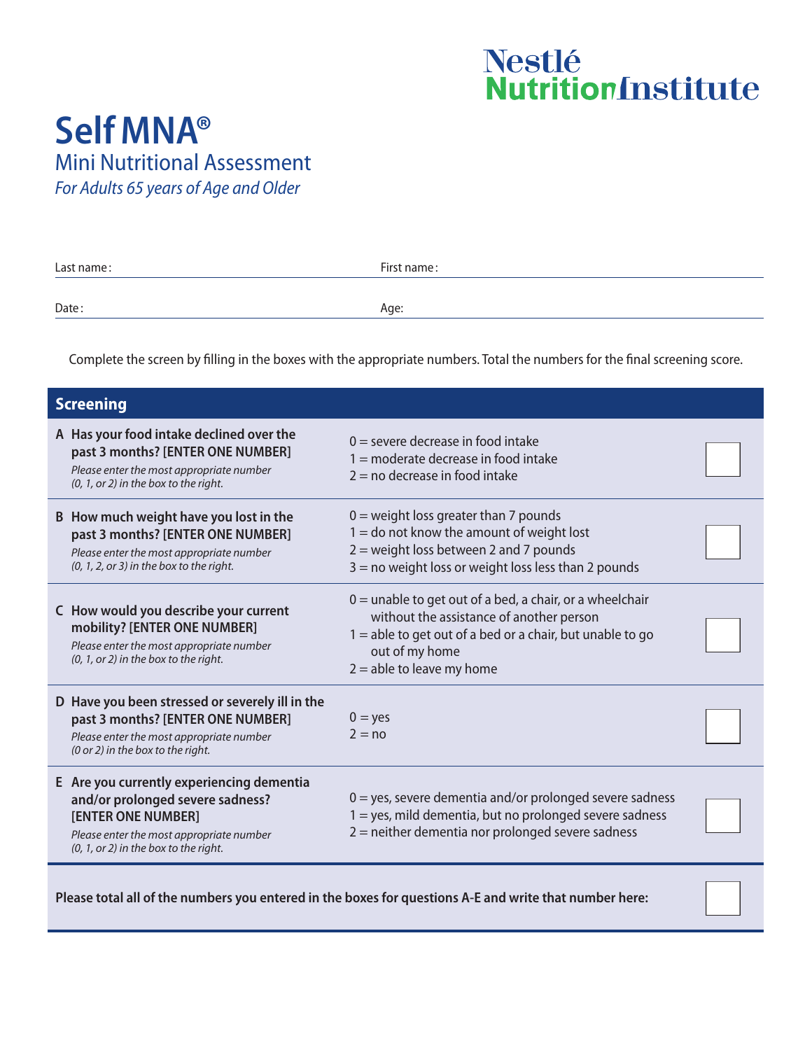Nestlé
NutritionInstitute

# Self MNA®

## Mini Nutritional Assessment

*For Adults 65 years of Age and Older*

| Last name: | First name: |
|---|---|
| Date: | Age: |

Complete the screen by filling in the boxes with the appropriate numbers. Total the numbers for the final screening score.

| Screening | | |
|---|---|---|
| **A Has your food intake declined over the past 3 months? [ENTER ONE NUMBER]** *Please enter the most appropriate number (0, 1, or 2) in the box to the right.* | 0 = severe decrease in food intake<br>1 = moderate decrease in food intake<br>2 = no decrease in food intake | ☐ |
| **B How much weight have you lost in the past 3 months? [ENTER ONE NUMBER]** *Please enter the most appropriate number (0, 1, 2, or 3) in the box to the right.* | 0 = weight loss greater than 7 pounds<br>1 = do not know the amount of weight lost<br>2 = weight loss between 2 and 7 pounds<br>3 = no weight loss or weight loss less than 2 pounds | ☐ |
| **C How would you describe your current mobility? [ENTER ONE NUMBER]** *Please enter the most appropriate number (0, 1, or 2) in the box to the right.* | 0 = unable to get out of a bed, a chair, or a wheelchair without the assistance of another person<br>1 = able to get out of a bed or a chair, but unable to go out of my home<br>2 = able to leave my home | ☐ |
| **D Have you been stressed or severely ill in the past 3 months? [ENTER ONE NUMBER]** *Please enter the most appropriate number (0 or 2) in the box to the right.* | 0 = yes<br>2 = no | ☐ |
| **E Are you currently experiencing dementia and/or prolonged severe sadness? [ENTER ONE NUMBER]** *Please enter the most appropriate number (0, 1, or 2) in the box to the right.* | 0 = yes, severe dementia and/or prolonged severe sadness<br>1 = yes, mild dementia, but no prolonged severe sadness<br>2 = neither dementia nor prolonged severe sadness | ☐ |

**Please total all of the numbers you entered in the boxes for questions A-E and write that number here:** ☐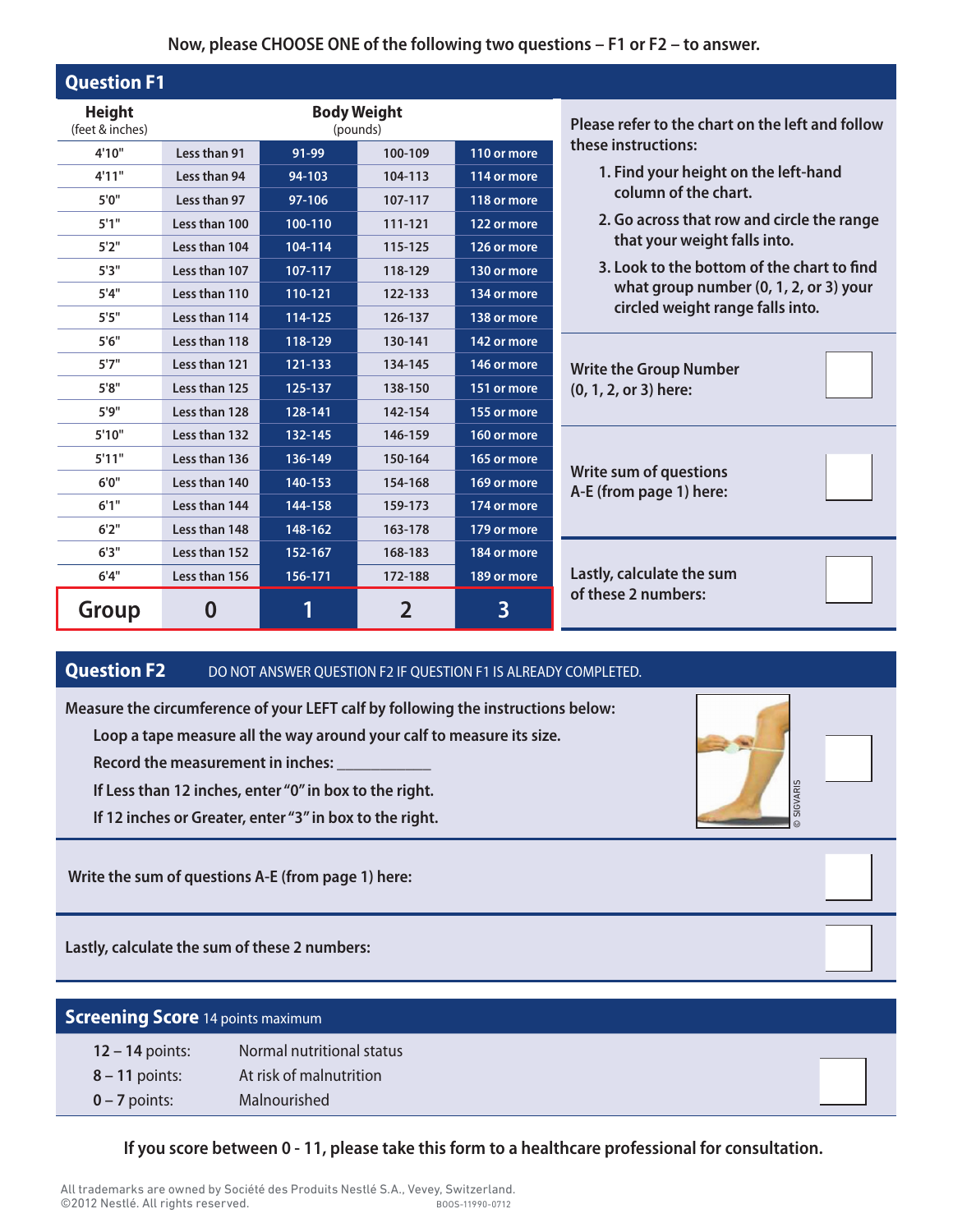Now, please CHOOSE ONE of the following two questions – F1 or F2 – to answer.

## Question F1

| Height (feet & inches) | Body Weight (pounds) | | | |
|---|---|---|---|---|
| 4'10" | Less than 91 | 91-99 | 100-109 | 110 or more |
| 4'11" | Less than 94 | 94-103 | 104-113 | 114 or more |
| 5'0" | Less than 97 | 97-106 | 107-117 | 118 or more |
| 5'1" | Less than 100 | 100-110 | 111-121 | 122 or more |
| 5'2" | Less than 104 | 104-114 | 115-125 | 126 or more |
| 5'3" | Less than 107 | 107-117 | 118-129 | 130 or more |
| 5'4" | Less than 110 | 110-121 | 122-133 | 134 or more |
| 5'5" | Less than 114 | 114-125 | 126-137 | 138 or more |
| 5'6" | Less than 118 | 118-129 | 130-141 | 142 or more |
| 5'7" | Less than 121 | 121-133 | 134-145 | 146 or more |
| 5'8" | Less than 125 | 125-137 | 138-150 | 151 or more |
| 5'9" | Less than 128 | 128-141 | 142-154 | 155 or more |
| 5'10" | Less than 132 | 132-145 | 146-159 | 160 or more |
| 5'11" | Less than 136 | 136-149 | 150-164 | 165 or more |
| 6'0" | Less than 140 | 140-153 | 154-168 | 169 or more |
| 6'1" | Less than 144 | 144-158 | 159-173 | 174 or more |
| 6'2" | Less than 148 | 148-162 | 163-178 | 179 or more |
| 6'3" | Less than 152 | 152-167 | 168-183 | 184 or more |
| 6'4" | Less than 156 | 156-171 | 172-188 | 189 or more |
| **Group** | **0** | **1** | **2** | **3** |

Please refer to the chart on the left and follow these instructions:

1. Find your height on the left-hand column of the chart.
2. Go across that row and circle the range that your weight falls into.
3. Look to the bottom of the chart to find what group number (0, 1, 2, or 3) your circled weight range falls into.

Write the Group Number (0, 1, 2, or 3) here: ☐

Write sum of questions A-E (from page 1) here: ☐

Lastly, calculate the sum of these 2 numbers: ☐

## Question F2

DO NOT ANSWER QUESTION F2 IF QUESTION F1 IS ALREADY COMPLETED.

Measure the circumference of your LEFT calf by following the instructions below:

Loop a tape measure all the way around your calf to measure its size.

Record the measurement in inches: ___________

If Less than 12 inches, enter "0" in box to the right.

If 12 inches or Greater, enter "3" in box to the right. ☐

© SIGVARIS

Write the sum of questions A-E (from page 1) here: ☐

Lastly, calculate the sum of these 2 numbers: ☐

## Screening Score 14 points maximum

| | |
|---|---|
| 12 – 14 points: | Normal nutritional status |
| 8 – 11 points: | At risk of malnutrition |
| 0 – 7 points: | Malnourished |

☐

**If you score between 0 - 11, please take this form to a healthcare professional for consultation.**

All trademarks are owned by Société des Produits Nestlé S.A., Vevey, Switzerland.
©2012 Nestlé. All rights reserved. BOOS-11990-0712